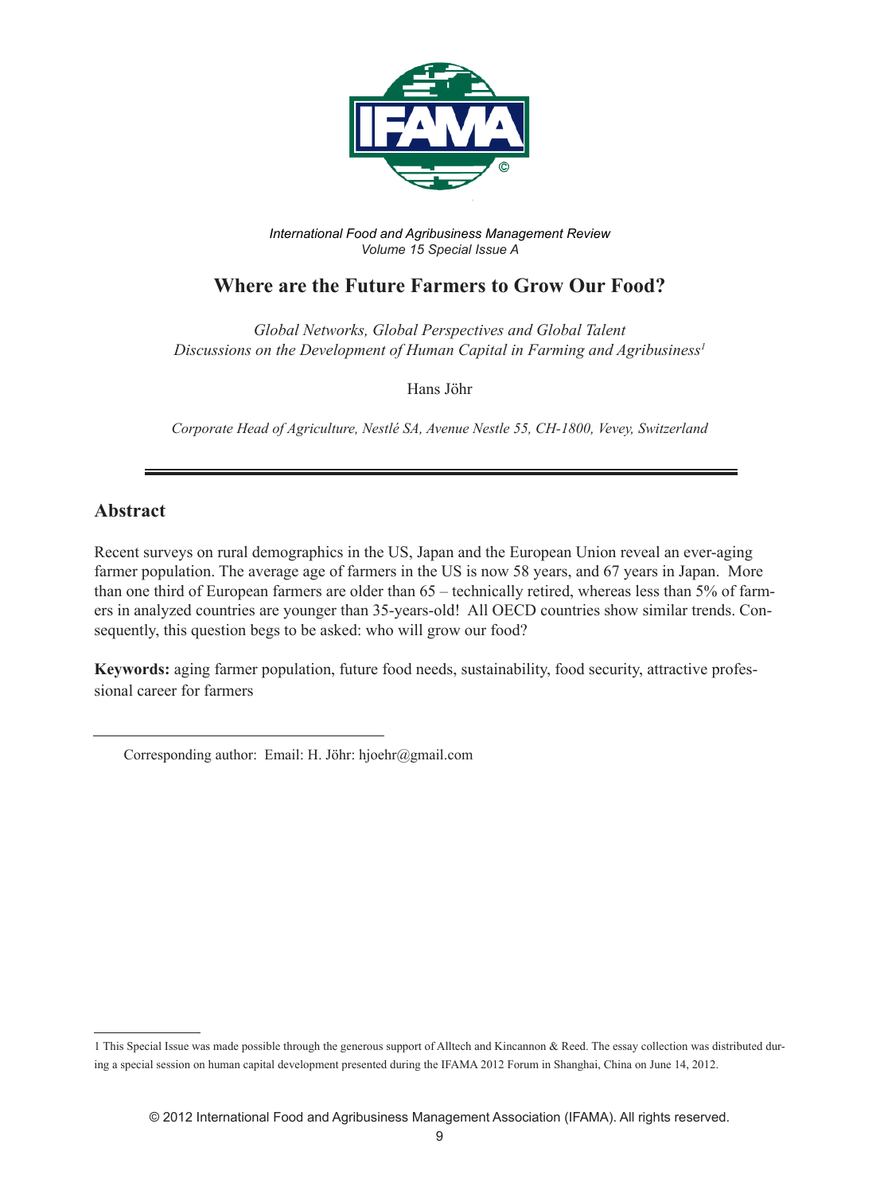*International Food and Agribusiness Management Review*
*Volume 15 Special Issue A*

# Where are the Future Farmers to Grow Our Food?

*Global Networks, Global Perspectives and Global Talent*
*Discussions on the Development of Human Capital in Farming and Agribusiness*[1]

Hans Jöhr

*Corporate Head of Agriculture, Nestlé SA, Avenue Nestle 55, CH-1800, Vevey, Switzerland*

## Abstract

Recent surveys on rural demographics in the US, Japan and the European Union reveal an ever-aging farmer population. The average age of farmers in the US is now 58 years, and 67 years in Japan. More than one third of European farmers are older than 65 – technically retired, whereas less than 5% of farmers in analyzed countries are younger than 35-years-old! All OECD countries show similar trends. Consequently, this question begs to be asked: who will grow our food?

**Keywords:** aging farmer population, future food needs, sustainability, food security, attractive professional career for farmers

Corresponding author: Email: H. Jöhr: hjoehr@gmail.com

1 This Special Issue was made possible through the generous support of Alltech and Kincannon & Reed. The essay collection was distributed during a special session on human capital development presented during the IFAMA 2012 Forum in Shanghai, China on June 14, 2012.

© 2012 International Food and Agribusiness Management Association (IFAMA). All rights reserved.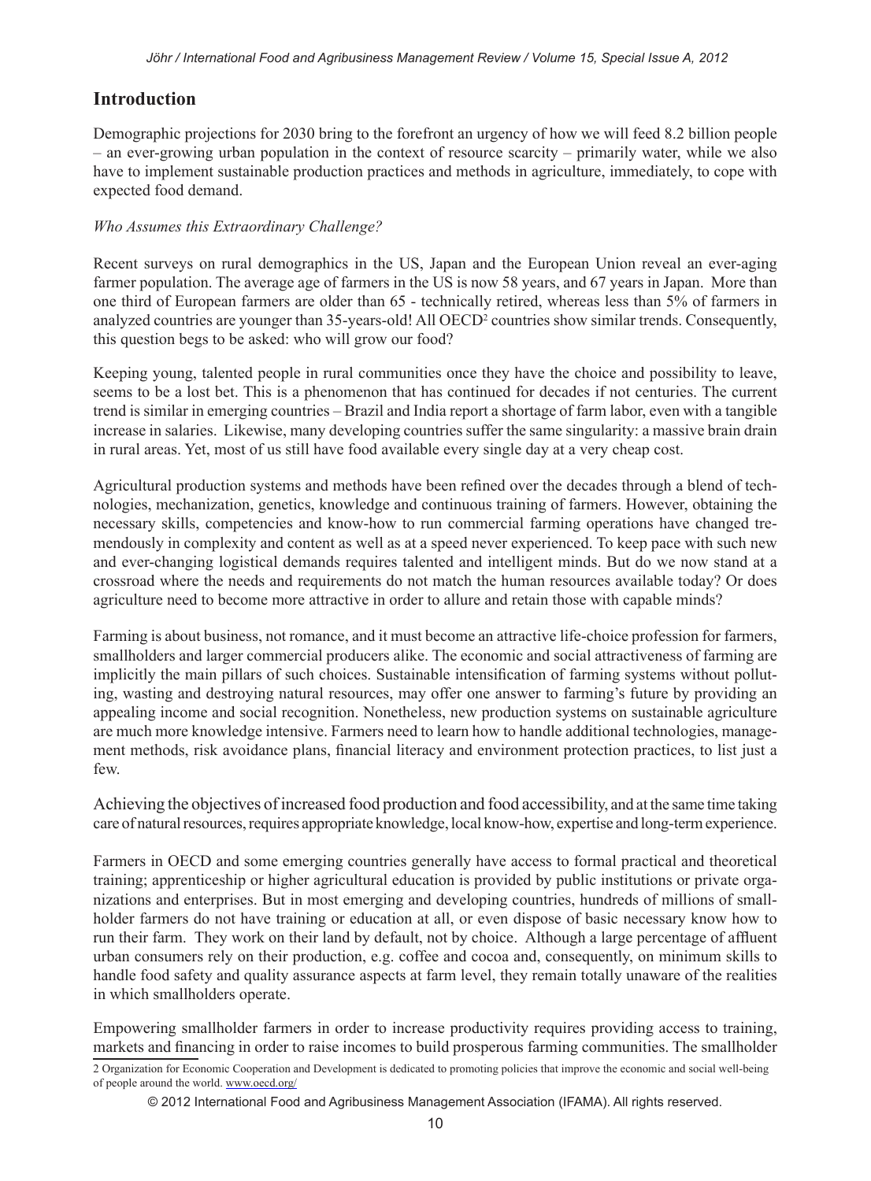## Introduction

Demographic projections for 2030 bring to the forefront an urgency of how we will feed 8.2 billion people – an ever-growing urban population in the context of resource scarcity – primarily water, while we also have to implement sustainable production practices and methods in agriculture, immediately, to cope with expected food demand.

*Who Assumes this Extraordinary Challenge?*

Recent surveys on rural demographics in the US, Japan and the European Union reveal an ever-aging farmer population. The average age of farmers in the US is now 58 years, and 67 years in Japan. More than one third of European farmers are older than 65 - technically retired, whereas less than 5% of farmers in analyzed countries are younger than 35-years-old! All OECD[2] countries show similar trends. Consequently, this question begs to be asked: who will grow our food?

Keeping young, talented people in rural communities once they have the choice and possibility to leave, seems to be a lost bet. This is a phenomenon that has continued for decades if not centuries. The current trend is similar in emerging countries – Brazil and India report a shortage of farm labor, even with a tangible increase in salaries. Likewise, many developing countries suffer the same singularity: a massive brain drain in rural areas. Yet, most of us still have food available every single day at a very cheap cost.

Agricultural production systems and methods have been refined over the decades through a blend of technologies, mechanization, genetics, knowledge and continuous training of farmers. However, obtaining the necessary skills, competencies and know-how to run commercial farming operations have changed tremendously in complexity and content as well as at a speed never experienced. To keep pace with such new and ever-changing logistical demands requires talented and intelligent minds. But do we now stand at a crossroad where the needs and requirements do not match the human resources available today? Or does agriculture need to become more attractive in order to allure and retain those with capable minds?

Farming is about business, not romance, and it must become an attractive life-choice profession for farmers, smallholders and larger commercial producers alike. The economic and social attractiveness of farming are implicitly the main pillars of such choices. Sustainable intensification of farming systems without polluting, wasting and destroying natural resources, may offer one answer to farming's future by providing an appealing income and social recognition. Nonetheless, new production systems on sustainable agriculture are much more knowledge intensive. Farmers need to learn how to handle additional technologies, management methods, risk avoidance plans, financial literacy and environment protection practices, to list just a few.

Achieving the objectives of increased food production and food accessibility, and at the same time taking care of natural resources, requires appropriate knowledge, local know-how, expertise and long-term experience.

Farmers in OECD and some emerging countries generally have access to formal practical and theoretical training; apprenticeship or higher agricultural education is provided by public institutions or private organizations and enterprises. But in most emerging and developing countries, hundreds of millions of smallholder farmers do not have training or education at all, or even dispose of basic necessary know how to run their farm. They work on their land by default, not by choice. Although a large percentage of affluent urban consumers rely on their production, e.g. coffee and cocoa and, consequently, on minimum skills to handle food safety and quality assurance aspects at farm level, they remain totally unaware of the realities in which smallholders operate.

Empowering smallholder farmers in order to increase productivity requires providing access to training, markets and financing in order to raise incomes to build prosperous farming communities. The smallholder

2 Organization for Economic Cooperation and Development is dedicated to promoting policies that improve the economic and social well-being of people around the world. www.oecd.org/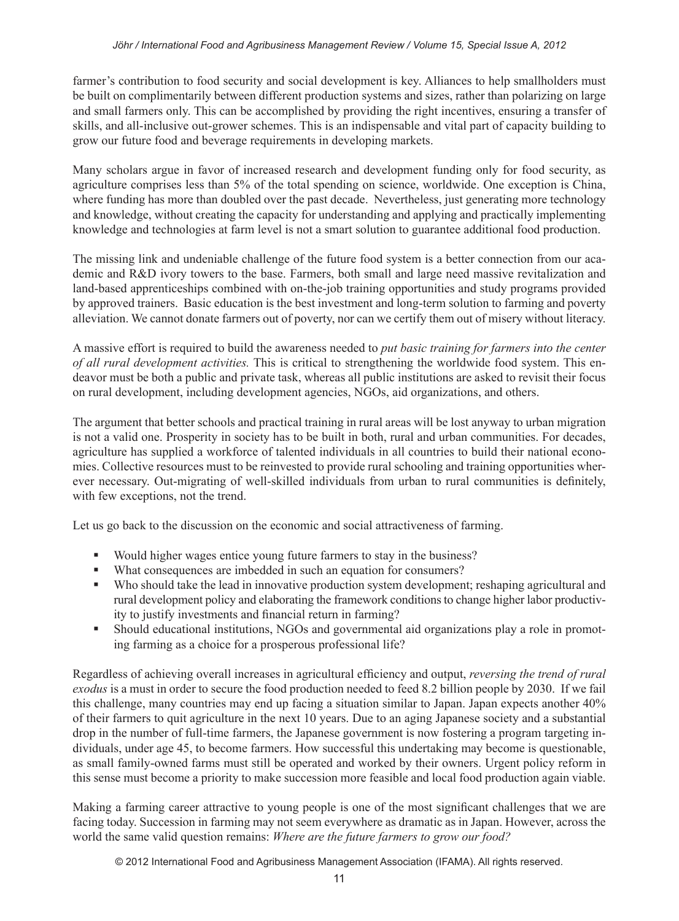farmer's contribution to food security and social development is key. Alliances to help smallholders must be built on complimentarily between different production systems and sizes, rather than polarizing on large and small farmers only. This can be accomplished by providing the right incentives, ensuring a transfer of skills, and all-inclusive out-grower schemes. This is an indispensable and vital part of capacity building to grow our future food and beverage requirements in developing markets.

Many scholars argue in favor of increased research and development funding only for food security, as agriculture comprises less than 5% of the total spending on science, worldwide. One exception is China, where funding has more than doubled over the past decade. Nevertheless, just generating more technology and knowledge, without creating the capacity for understanding and applying and practically implementing knowledge and technologies at farm level is not a smart solution to guarantee additional food production.

The missing link and undeniable challenge of the future food system is a better connection from our academic and R&D ivory towers to the base. Farmers, both small and large need massive revitalization and land-based apprenticeships combined with on-the-job training opportunities and study programs provided by approved trainers. Basic education is the best investment and long-term solution to farming and poverty alleviation. We cannot donate farmers out of poverty, nor can we certify them out of misery without literacy.

A massive effort is required to build the awareness needed to *put basic training for farmers into the center of all rural development activities.* This is critical to strengthening the worldwide food system. This endeavor must be both a public and private task, whereas all public institutions are asked to revisit their focus on rural development, including development agencies, NGOs, aid organizations, and others.

The argument that better schools and practical training in rural areas will be lost anyway to urban migration is not a valid one. Prosperity in society has to be built in both, rural and urban communities. For decades, agriculture has supplied a workforce of talented individuals in all countries to build their national economies. Collective resources must to be reinvested to provide rural schooling and training opportunities wherever necessary. Out-migrating of well-skilled individuals from urban to rural communities is definitely, with few exceptions, not the trend.

Let us go back to the discussion on the economic and social attractiveness of farming.

- Would higher wages entice young future farmers to stay in the business?
- What consequences are imbedded in such an equation for consumers?
- Who should take the lead in innovative production system development; reshaping agricultural and rural development policy and elaborating the framework conditions to change higher labor productivity to justify investments and financial return in farming?
- Should educational institutions, NGOs and governmental aid organizations play a role in promoting farming as a choice for a prosperous professional life?

Regardless of achieving overall increases in agricultural efficiency and output, *reversing the trend of rural exodus* is a must in order to secure the food production needed to feed 8.2 billion people by 2030. If we fail this challenge, many countries may end up facing a situation similar to Japan. Japan expects another 40% of their farmers to quit agriculture in the next 10 years. Due to an aging Japanese society and a substantial drop in the number of full-time farmers, the Japanese government is now fostering a program targeting individuals, under age 45, to become farmers. How successful this undertaking may become is questionable, as small family-owned farms must still be operated and worked by their owners. Urgent policy reform in this sense must become a priority to make succession more feasible and local food production again viable.

Making a farming career attractive to young people is one of the most significant challenges that we are facing today. Succession in farming may not seem everywhere as dramatic as in Japan. However, across the world the same valid question remains: *Where are the future farmers to grow our food?*

© 2012 International Food and Agribusiness Management Association (IFAMA). All rights reserved.